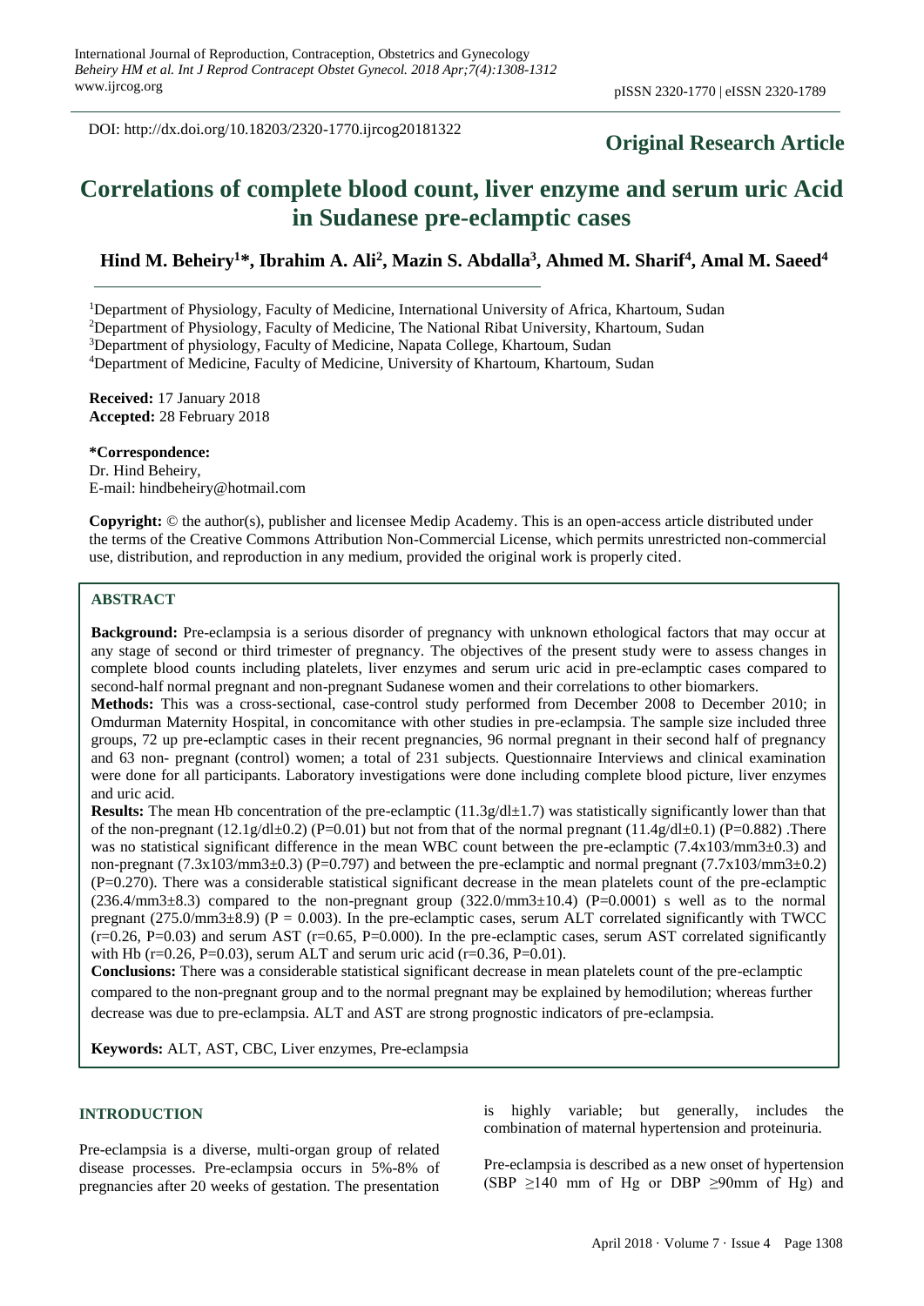DOI: http://dx.doi.org/10.18203/2320-1770.ijrcog20181322

**Original Research Article**

# Correlations of complete blood count, liver enzyme and serum uric Acid in Sudanese pre-eclamptic cases

**Hind M. Beheiry[1]*, Ibrahim A. Ali[2], Mazin S. Abdalla[3], Ahmed M. Sharif[4], Amal M. Saeed[4]**

[1]Department of Physiology, Faculty of Medicine, International University of Africa, Khartoum, Sudan

[2]Department of Physiology, Faculty of Medicine, The National Ribat University, Khartoum, Sudan

[3]Department of physiology, Faculty of Medicine, Napata College, Khartoum, Sudan

[4]Department of Medicine, Faculty of Medicine, University of Khartoum, Khartoum, Sudan

**Received:** 17 January 2018
**Accepted:** 28 February 2018

**\*Correspondence:**
Dr. Hind Beheiry,
E-mail: hindbeheiry@hotmail.com

**Copyright:** © the author(s), publisher and licensee Medip Academy. This is an open-access article distributed under the terms of the Creative Commons Attribution Non-Commercial License, which permits unrestricted non-commercial use, distribution, and reproduction in any medium, provided the original work is properly cited.

## ABSTRACT

**Background:** Pre-eclampsia is a serious disorder of pregnancy with unknown ethological factors that may occur at any stage of second or third trimester of pregnancy. The objectives of the present study were to assess changes in complete blood counts including platelets, liver enzymes and serum uric acid in pre-eclamptic cases compared to second-half normal pregnant and non-pregnant Sudanese women and their correlations to other biomarkers.

**Methods:** This was a cross-sectional, case-control study performed from December 2008 to December 2010; in Omdurman Maternity Hospital, in concomitance with other studies in pre-eclampsia. The sample size included three groups, 72 up pre-eclamptic cases in their recent pregnancies, 96 normal pregnant in their second half of pregnancy and 63 non- pregnant (control) women; a total of 231 subjects. Questionnaire Interviews and clinical examination were done for all participants. Laboratory investigations were done including complete blood picture, liver enzymes and uric acid.

**Results:** The mean Hb concentration of the pre-eclamptic (11.3g/dl±1.7) was statistically significantly lower than that of the non-pregnant (12.1g/dl±0.2) (P=0.01) but not from that of the normal pregnant (11.4g/dl±0.1) (P=0.882) .There was no statistical significant difference in the mean WBC count between the pre-eclamptic (7.4x103/mm3±0.3) and non-pregnant (7.3x103/mm3±0.3) (P=0.797) and between the pre-eclamptic and normal pregnant (7.7x103/mm3±0.2) (P=0.270). There was a considerable statistical significant decrease in the mean platelets count of the pre-eclamptic (236.4/mm3±8.3) compared to the non-pregnant group (322.0/mm3±10.4) (P=0.0001) s well as to the normal pregnant (275.0/mm3±8.9) (P = 0.003). In the pre-eclamptic cases, serum ALT correlated significantly with TWCC (r=0.26, P=0.03) and serum AST (r=0.65, P=0.000). In the pre-eclamptic cases, serum AST correlated significantly with Hb (r=0.26, P=0.03), serum ALT and serum uric acid (r=0.36, P=0.01).

**Conclusions:** There was a considerable statistical significant decrease in mean platelets count of the pre-eclamptic compared to the non-pregnant group and to the normal pregnant may be explained by hemodilution; whereas further decrease was due to pre-eclampsia. ALT and AST are strong prognostic indicators of pre-eclampsia.

**Keywords:** ALT, AST, CBC, Liver enzymes, Pre-eclampsia

## INTRODUCTION

Pre-eclampsia is a diverse, multi-organ group of related disease processes. Pre-eclampsia occurs in 5%-8% of pregnancies after 20 weeks of gestation. The presentation is highly variable; but generally, includes the combination of maternal hypertension and proteinuria.

Pre-eclampsia is described as a new onset of hypertension (SBP ≥140 mm of Hg or DBP ≥90mm of Hg) and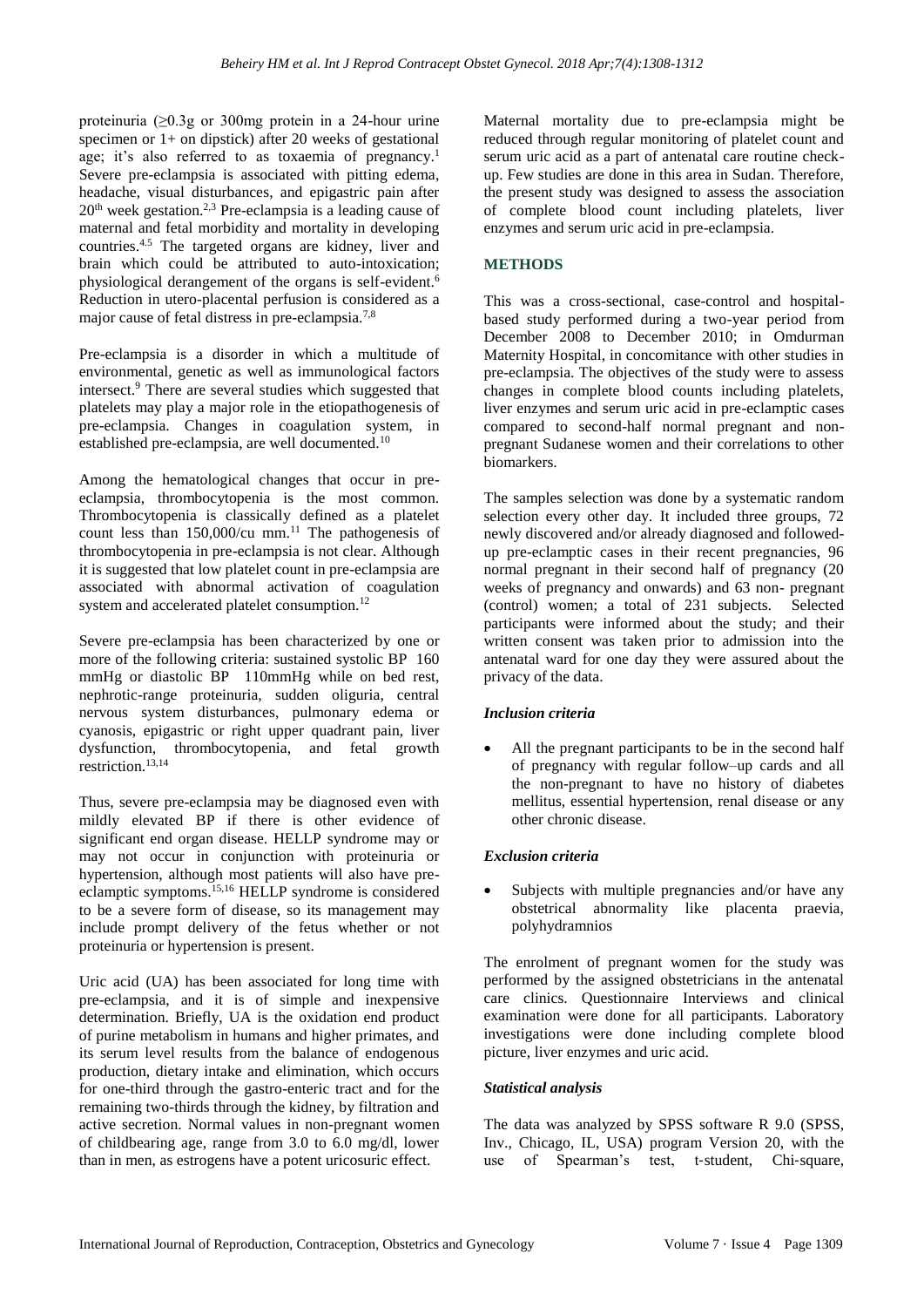proteinuria (≥0.3g or 300mg protein in a 24-hour urine specimen or 1+ on dipstick) after 20 weeks of gestational age; it's also referred to as toxaemia of pregnancy.[1] Severe pre-eclampsia is associated with pitting edema, headache, visual disturbances, and epigastric pain after $20^{th}$ week gestation.[2,3] Pre-eclampsia is a leading cause of maternal and fetal morbidity and mortality in developing countries.[4,5] The targeted organs are kidney, liver and brain which could be attributed to auto-intoxication; physiological derangement of the organs is self-evident.[6] Reduction in utero-placental perfusion is considered as a major cause of fetal distress in pre-eclampsia.[7,8]

Pre-eclampsia is a disorder in which a multitude of environmental, genetic as well as immunological factors intersect.[9] There are several studies which suggested that platelets may play a major role in the etiopathogenesis of pre-eclampsia. Changes in coagulation system, in established pre-eclampsia, are well documented.[10]

Among the hematological changes that occur in pre-eclampsia, thrombocytopenia is the most common. Thrombocytopenia is classically defined as a platelet count less than 150,000/cu mm.[11] The pathogenesis of thrombocytopenia in pre-eclampsia is not clear. Although it is suggested that low platelet count in pre-eclampsia are associated with abnormal activation of coagulation system and accelerated platelet consumption.[12]

Severe pre-eclampsia has been characterized by one or more of the following criteria: sustained systolic BP 160 mmHg or diastolic BP 110mmHg while on bed rest, nephrotic-range proteinuria, sudden oliguria, central nervous system disturbances, pulmonary edema or cyanosis, epigastric or right upper quadrant pain, liver dysfunction, thrombocytopenia, and fetal growth restriction.[13,14]

Thus, severe pre-eclampsia may be diagnosed even with mildly elevated BP if there is other evidence of significant end organ disease. HELLP syndrome may or may not occur in conjunction with proteinuria or hypertension, although most patients will also have pre-eclamptic symptoms.[15,16] HELLP syndrome is considered to be a severe form of disease, so its management may include prompt delivery of the fetus whether or not proteinuria or hypertension is present.

Uric acid (UA) has been associated for long time with pre-eclampsia, and it is of simple and inexpensive determination. Briefly, UA is the oxidation end product of purine metabolism in humans and higher primates, and its serum level results from the balance of endogenous production, dietary intake and elimination, which occurs for one-third through the gastro-enteric tract and for the remaining two-thirds through the kidney, by filtration and active secretion. Normal values in non-pregnant women of childbearing age, range from 3.0 to 6.0 mg/dl, lower than in men, as estrogens have a potent uricosuric effect.

Maternal mortality due to pre-eclampsia might be reduced through regular monitoring of platelet count and serum uric acid as a part of antenatal care routine check-up. Few studies are done in this area in Sudan. Therefore, the present study was designed to assess the association of complete blood count including platelets, liver enzymes and serum uric acid in pre-eclampsia.

## METHODS

This was a cross-sectional, case-control and hospital-based study performed during a two-year period from December 2008 to December 2010; in Omdurman Maternity Hospital, in concomitance with other studies in pre-eclampsia. The objectives of the study were to assess changes in complete blood counts including platelets, liver enzymes and serum uric acid in pre-eclamptic cases compared to second-half normal pregnant and non-pregnant Sudanese women and their correlations to other biomarkers.

The samples selection was done by a systematic random selection every other day. It included three groups, 72 newly discovered and/or already diagnosed and followed-up pre-eclamptic cases in their recent pregnancies, 96 normal pregnant in their second half of pregnancy (20 weeks of pregnancy and onwards) and 63 non- pregnant (control) women; a total of 231 subjects. Selected participants were informed about the study; and their written consent was taken prior to admission into the antenatal ward for one day they were assured about the privacy of the data.

### *Inclusion criteria*

- All the pregnant participants to be in the second half of pregnancy with regular follow–up cards and all the non-pregnant to have no history of diabetes mellitus, essential hypertension, renal disease or any other chronic disease.

### *Exclusion criteria*

- Subjects with multiple pregnancies and/or have any obstetrical abnormality like placenta praevia, polyhydramnios

The enrolment of pregnant women for the study was performed by the assigned obstetricians in the antenatal care clinics. Questionnaire Interviews and clinical examination were done for all participants. Laboratory investigations were done including complete blood picture, liver enzymes and uric acid.

### *Statistical analysis*

The data was analyzed by SPSS software R 9.0 (SPSS, Inv., Chicago, IL, USA) program Version 20, with the use of Spearman's test, t-student, Chi-square,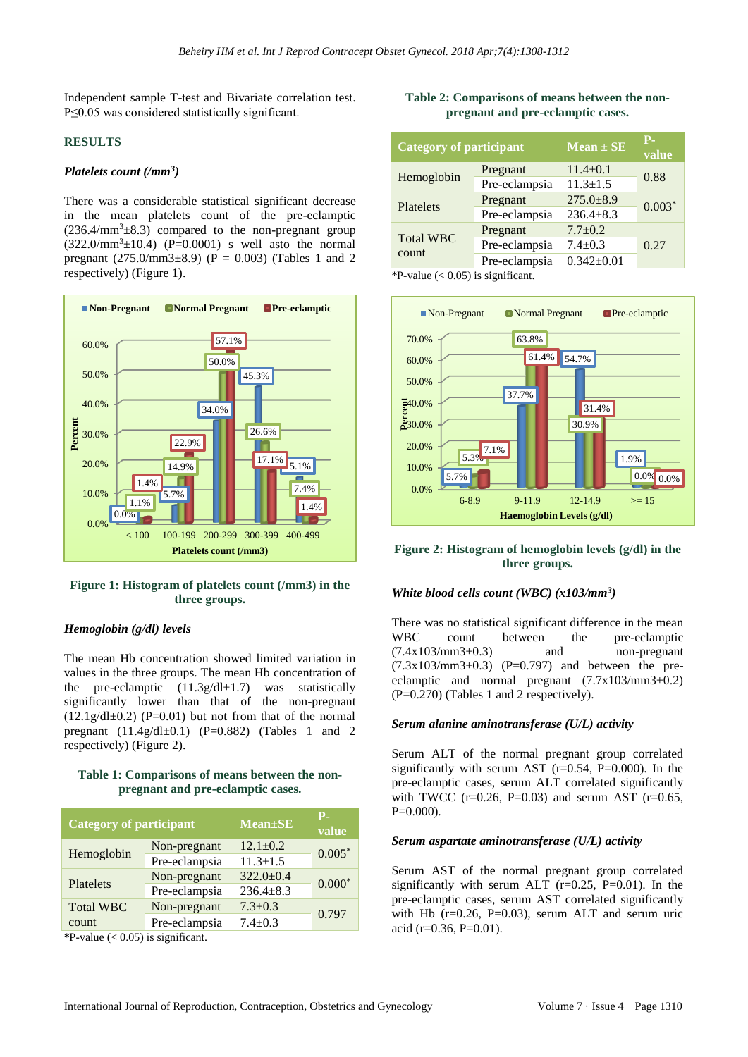Independent sample T-test and Bivariate correlation test. P≤0.05 was considered statistically significant.

## RESULTS

### *Platelets count (/mm$^3$)*

There was a considerable statistical significant decrease in the mean platelets count of the pre-eclamptic (236.4/mm$^3$±8.3) compared to the non-pregnant group (322.0/mm$^3$±10.4) (P=0.0001) s well asto the normal pregnant (275.0/mm3±8.9) (P = 0.003) (Tables 1 and 2 respectively) (Figure 1).

**Figure 1: Histogram of platelets count (/mm3) in the three groups.**

### *Hemoglobin (g/dl) levels*

The mean Hb concentration showed limited variation in values in the three groups. The mean Hb concentration of the pre-eclamptic (11.3g/dl±1.7) was statistically significantly lower than that of the non-pregnant (12.1g/dl±0.2) (P=0.01) but not from that of the normal pregnant (11.4g/dl±0.1) (P=0.882) (Tables 1 and 2 respectively) (Figure 2).

**Table 1: Comparisons of means between the non-pregnant and pre-eclamptic cases.**

| Category of participant | | Mean±SE | P-value |
|---|---|---|---|
| Hemoglobin | Non-pregnant | 12.1±0.2 | 0.005* |
| | Pre-eclampsia | 11.3±1.5 | |
| Platelets | Non-pregnant | 322.0±0.4 | 0.000* |
| | Pre-eclampsia | 236.4±8.3 | |
| Total WBC count | Non-pregnant | 7.3±0.3 | 0.797 |
| | Pre-eclampsia | 7.4±0.3 | |

*P-value (< 0.05) is significant.

**Table 2: Comparisons of means between the non-pregnant and pre-eclamptic cases.**

| Category of participant | | Mean ± SE | P-value |
|---|---|---|---|
| Hemoglobin | Pregnant | 11.4±0.1 | 0.88 |
| | Pre-eclampsia | 11.3±1.5 | |
| Platelets | Pregnant | 275.0±8.9 | 0.003* |
| | Pre-eclampsia | 236.4±8.3 | |
| Total WBC count | Pregnant | 7.7±0.2 | 0.27 |
| | Pre-eclampsia | 7.4±0.3 | |
| | Pre-eclampsia | 0.342±0.01 | |

*P-value (< 0.05) is significant.

**Figure 2: Histogram of hemoglobin levels (g/dl) in the three groups.**

### *White blood cells count (WBC) (x103/mm$^3$)*

There was no statistical significant difference in the mean WBC count between the pre-eclamptic (7.4x103/mm3±0.3) and non-pregnant (7.3x103/mm3±0.3) (P=0.797) and between the pre-eclamptic and normal pregnant (7.7x103/mm3±0.2) (P=0.270) (Tables 1 and 2 respectively).

### *Serum alanine aminotransferase (U/L) activity*

Serum ALT of the normal pregnant group correlated significantly with serum AST (r=0.54, P=0.000). In the pre-eclamptic cases, serum ALT correlated significantly with TWCC (r=0.26, P=0.03) and serum AST (r=0.65, P=0.000).

### *Serum aspartate aminotransferase (U/L) activity*

Serum AST of the normal pregnant group correlated significantly with serum ALT (r=0.25, P=0.01). In the pre-eclamptic cases, serum AST correlated significantly with Hb (r=0.26, P=0.03), serum ALT and serum uric acid (r=0.36, P=0.01).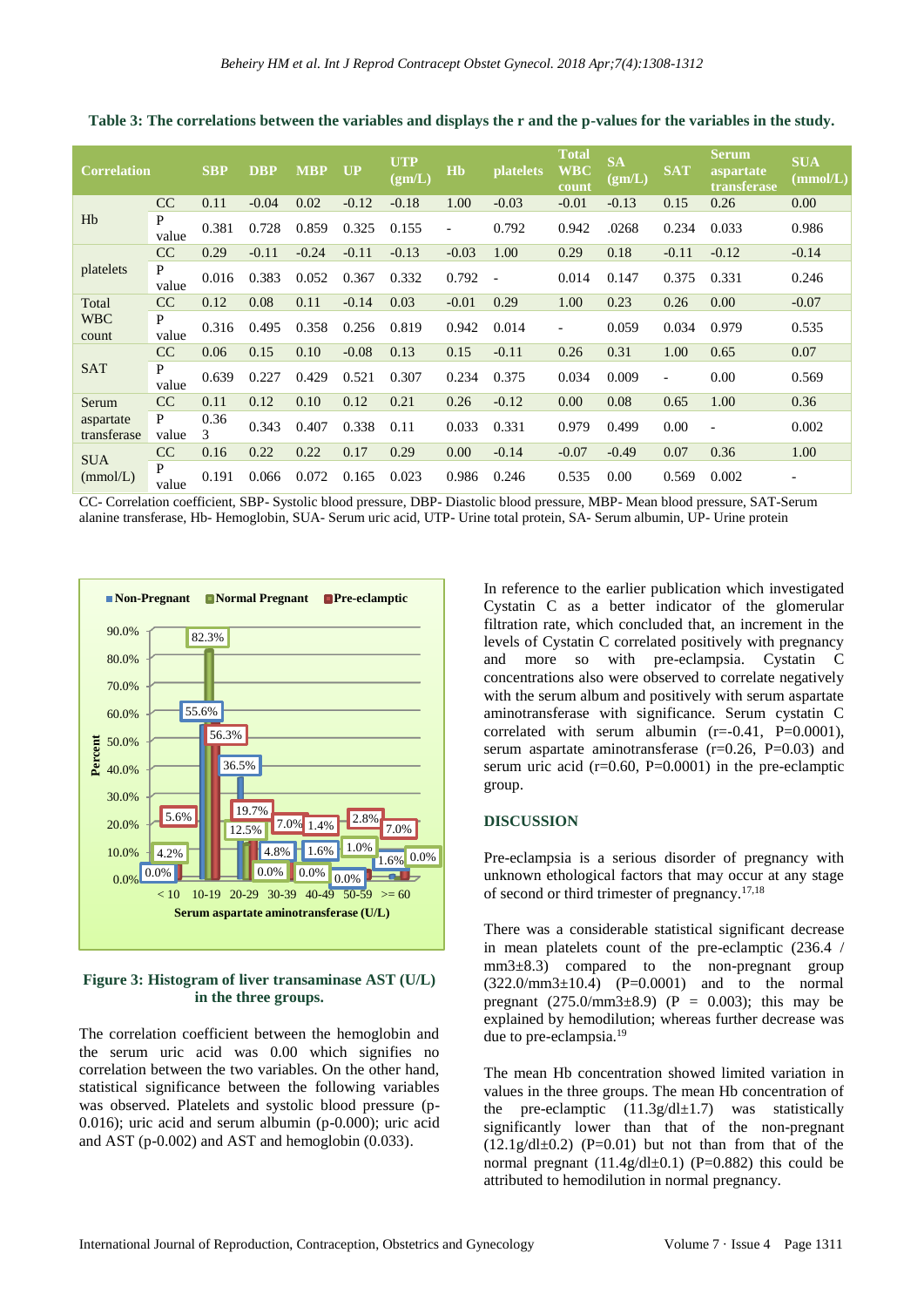**Table 3: The correlations between the variables and displays the r and the p-values for the variables in the study.**

| Correlation | | SBP | DBP | MBP | UP | UTP (gm/L) | Hb | platelets | Total WBC count | SA (gm/L) | SAT | Serum aspartate transferase | SUA (mmol/L) |
|---|---|---|---|---|---|---|---|---|---|---|---|---|---|
| Hb | CC | 0.11 | -0.04 | 0.02 | -0.12 | -0.18 | 1.00 | -0.03 | -0.01 | -0.13 | 0.15 | 0.26 | 0.00 |
| | P value | 0.381 | 0.728 | 0.859 | 0.325 | 0.155 | - | 0.792 | 0.942 | .0268 | 0.234 | 0.033 | 0.986 |
| platelets | CC | 0.29 | -0.11 | -0.24 | -0.11 | -0.13 | -0.03 | 1.00 | 0.29 | 0.18 | -0.11 | -0.12 | -0.14 |
| | P value | 0.016 | 0.383 | 0.052 | 0.367 | 0.332 | 0.792 | - | 0.014 | 0.147 | 0.375 | 0.331 | 0.246 |
| Total WBC count | CC | 0.12 | 0.08 | 0.11 | -0.14 | 0.03 | -0.01 | 0.29 | 1.00 | 0.23 | 0.26 | 0.00 | -0.07 |
| | P value | 0.316 | 0.495 | 0.358 | 0.256 | 0.819 | 0.942 | 0.014 | - | 0.059 | 0.034 | 0.979 | 0.535 |
| SAT | CC | 0.06 | 0.15 | 0.10 | -0.08 | 0.13 | 0.15 | -0.11 | 0.26 | 0.31 | 1.00 | 0.65 | 0.07 |
| | P value | 0.639 | 0.227 | 0.429 | 0.521 | 0.307 | 0.234 | 0.375 | 0.034 | 0.009 | - | 0.00 | 0.569 |
| Serum aspartate transferase | CC | 0.11 | 0.12 | 0.10 | 0.12 | 0.21 | 0.26 | -0.12 | 0.00 | 0.08 | 0.65 | 1.00 | 0.36 |
| | P value | 0.363 | 0.343 | 0.407 | 0.338 | 0.11 | 0.033 | 0.331 | 0.979 | 0.499 | 0.00 | - | 0.002 |
| SUA (mmol/L) | CC | 0.16 | 0.22 | 0.22 | 0.17 | 0.29 | 0.00 | -0.14 | -0.07 | -0.49 | 0.07 | 0.36 | 1.00 |
| | P value | 0.191 | 0.066 | 0.072 | 0.165 | 0.023 | 0.986 | 0.246 | 0.535 | 0.00 | 0.569 | 0.002 | - |

CC- Correlation coefficient, SBP- Systolic blood pressure, DBP- Diastolic blood pressure, MBP- Mean blood pressure, SAT-Serum alanine transferase, Hb- Hemoglobin, SUA- Serum uric acid, UTP- Urine total protein, SA- Serum albumin, UP- Urine protein

**Figure 3: Histogram of liver transaminase AST (U/L) in the three groups.**

The correlation coefficient between the hemoglobin and the serum uric acid was 0.00 which signifies no correlation between the two variables. On the other hand, statistical significance between the following variables was observed. Platelets and systolic blood pressure (p-0.016); uric acid and serum albumin (p-0.000); uric acid and AST (p-0.002) and AST and hemoglobin (0.033).

In reference to the earlier publication which investigated Cystatin C as a better indicator of the glomerular filtration rate, which concluded that, an increment in the levels of Cystatin C correlated positively with pregnancy and more so with pre-eclampsia. Cystatin C concentrations also were observed to correlate negatively with the serum album and positively with serum aspartate aminotransferase with significance. Serum cystatin C correlated with serum albumin (r=-0.41, P=0.0001), serum aspartate aminotransferase (r=0.26, P=0.03) and serum uric acid (r=0.60, P=0.0001) in the pre-eclamptic group.

## DISCUSSION

Pre-eclampsia is a serious disorder of pregnancy with unknown ethological factors that may occur at any stage of second or third trimester of pregnancy.[17,18]

There was a considerable statistical significant decrease in mean platelets count of the pre-eclamptic (236.4 / mm3±8.3) compared to the non-pregnant group (322.0/mm3±10.4) (P=0.0001) and to the normal pregnant (275.0/mm3±8.9) (P = 0.003); this may be explained by hemodilution; whereas further decrease was due to pre-eclampsia.[19]

The mean Hb concentration showed limited variation in values in the three groups. The mean Hb concentration of the pre-eclamptic (11.3g/dl±1.7) was statistically significantly lower than that of the non-pregnant (12.1g/dl±0.2) (P=0.01) but not than from that of the normal pregnant (11.4g/dl±0.1) (P=0.882) this could be attributed to hemodilution in normal pregnancy.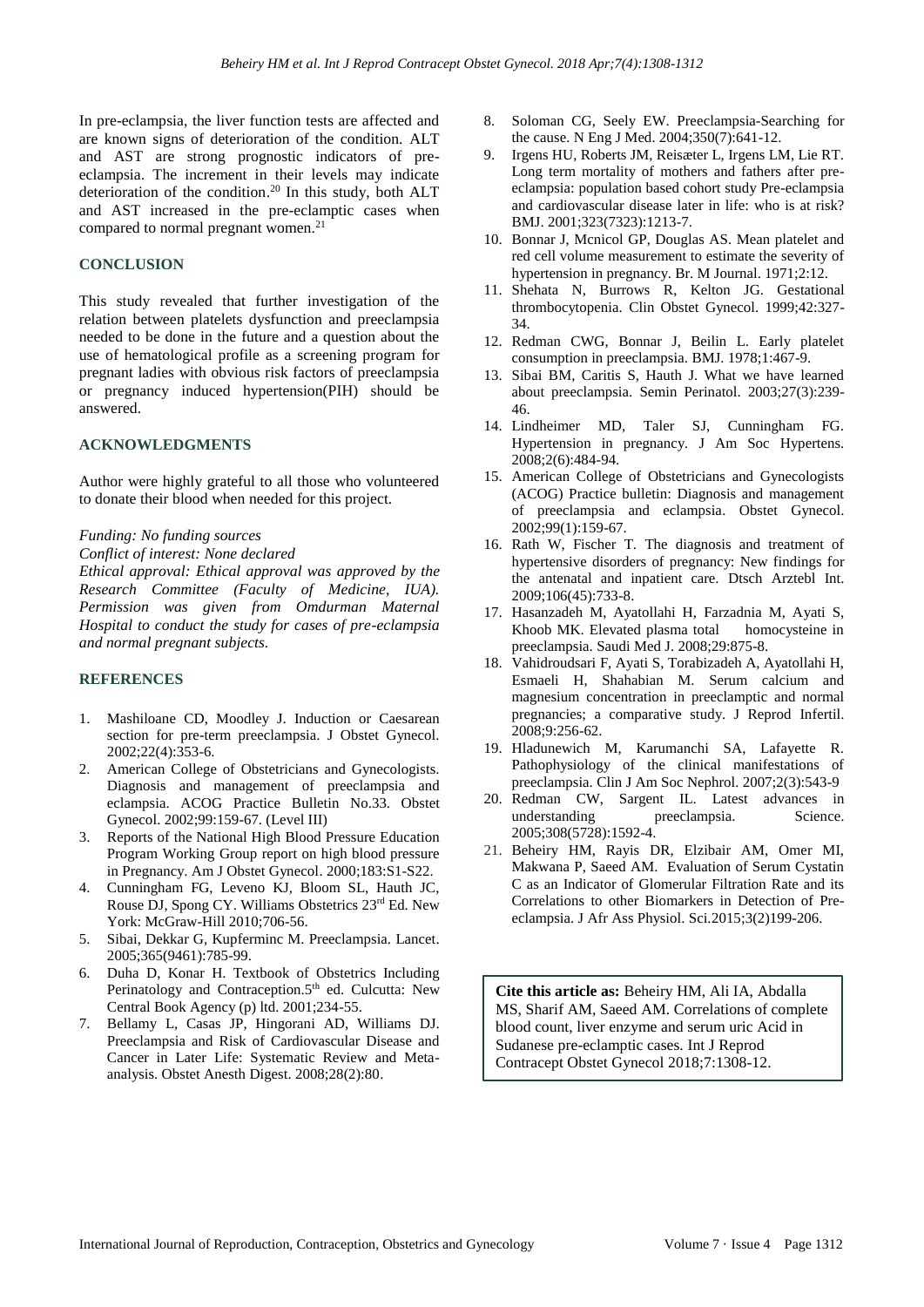In pre-eclampsia, the liver function tests are affected and are known signs of deterioration of the condition. ALT and AST are strong prognostic indicators of pre-eclampsia. The increment in their levels may indicate deterioration of the condition.[20] In this study, both ALT and AST increased in the pre-eclamptic cases when compared to normal pregnant women.[21]

## CONCLUSION

This study revealed that further investigation of the relation between platelets dysfunction and preeclampsia needed to be done in the future and a question about the use of hematological profile as a screening program for pregnant ladies with obvious risk factors of preeclampsia or pregnancy induced hypertension(PIH) should be answered.

## ACKNOWLEDGMENTS

Author were highly grateful to all those who volunteered to donate their blood when needed for this project.

*Funding: No funding sources*
*Conflict of interest: None declared*
*Ethical approval: Ethical approval was approved by the Research Committee (Faculty of Medicine, IUA). Permission was given from Omdurman Maternal Hospital to conduct the study for cases of pre-eclampsia and normal pregnant subjects.*

## REFERENCES

1. Mashiloane CD, Moodley J. Induction or Caesarean section for pre-term preeclampsia. J Obstet Gynecol. 2002;22(4):353-6.
2. American College of Obstetricians and Gynecologists. Diagnosis and management of preeclampsia and eclampsia. ACOG Practice Bulletin No.33. Obstet Gynecol. 2002;99:159-67. (Level III)
3. Reports of the National High Blood Pressure Education Program Working Group report on high blood pressure in Pregnancy. Am J Obstet Gynecol. 2000;183:S1-S22.
4. Cunningham FG, Leveno KJ, Bloom SL, Hauth JC, Rouse DJ, Spong CY. Williams Obstetrics 23rd Ed. New York: McGraw-Hill 2010;706-56.
5. Sibai, Dekkar G, Kupferminc M. Preeclampsia. Lancet. 2005;365(9461):785-99.
6. Duha D, Konar H. Textbook of Obstetrics Including Perinatology and Contraception.5th ed. Culcutta: New Central Book Agency (p) ltd. 2001;234-55.
7. Bellamy L, Casas JP, Hingorani AD, Williams DJ. Preeclampsia and Risk of Cardiovascular Disease and Cancer in Later Life: Systematic Review and Meta-analysis. Obstet Anesth Digest. 2008;28(2):80.
8. Soloman CG, Seely EW. Preeclampsia-Searching for the cause. N Eng J Med. 2004;350(7):641-12.
9. Irgens HU, Roberts JM, Reisæter L, Irgens LM, Lie RT. Long term mortality of mothers and fathers after pre-eclampsia: population based cohort study Pre-eclampsia and cardiovascular disease later in life: who is at risk? BMJ. 2001;323(7323):1213-7.
10. Bonnar J, Mcnicol GP, Douglas AS. Mean platelet and red cell volume measurement to estimate the severity of hypertension in pregnancy. Br. M Journal. 1971;2:12.
11. Shehata N, Burrows R, Kelton JG. Gestational thrombocytopenia. Clin Obstet Gynecol. 1999;42:327-34.
12. Redman CWG, Bonnar J, Beilin L. Early platelet consumption in preeclampsia. BMJ. 1978;1:467-9.
13. Sibai BM, Caritis S, Hauth J. What we have learned about preeclampsia. Semin Perinatol. 2003;27(3):239-46.
14. Lindheimer MD, Taler SJ, Cunningham FG. Hypertension in pregnancy. J Am Soc Hypertens. 2008;2(6):484-94.
15. American College of Obstetricians and Gynecologists (ACOG) Practice bulletin: Diagnosis and management of preeclampsia and eclampsia. Obstet Gynecol. 2002;99(1):159-67.
16. Rath W, Fischer T. The diagnosis and treatment of hypertensive disorders of pregnancy: New findings for the antenatal and inpatient care. Dtsch Arztebl Int. 2009;106(45):733-8.
17. Hasanzadeh M, Ayatollahi H, Farzadnia M, Ayati S, Khoob MK. Elevated plasma total homocysteine in preeclampsia. Saudi Med J. 2008;29:875-8.
18. Vahidroudsari F, Ayati S, Torabizadeh A, Ayatollahi H, Esmaeli H, Shahabian M. Serum calcium and magnesium concentration in preeclamptic and normal pregnancies; a comparative study. J Reprod Infertil. 2008;9:256-62.
19. Hladunewich M, Karumanchi SA, Lafayette R. Pathophysiology of the clinical manifestations of preeclampsia. Clin J Am Soc Nephrol. 2007;2(3):543-9
20. Redman CW, Sargent IL. Latest advances in understanding preeclampsia. Science. 2005;308(5728):1592-4.
21. Beheiry HM, Rayis DR, Elzibair AM, Omer MI, Makwana P, Saeed AM. Evaluation of Serum Cystatin C as an Indicator of Glomerular Filtration Rate and its Correlations to other Biomarkers in Detection of Pre-eclampsia. J Afr Ass Physiol. Sci.2015;3(2)199-206.

**Cite this article as:** Beheiry HM, Ali IA, Abdalla MS, Sharif AM, Saeed AM. Correlations of complete blood count, liver enzyme and serum uric Acid in Sudanese pre-eclamptic cases. Int J Reprod Contracept Obstet Gynecol 2018;7:1308-12.